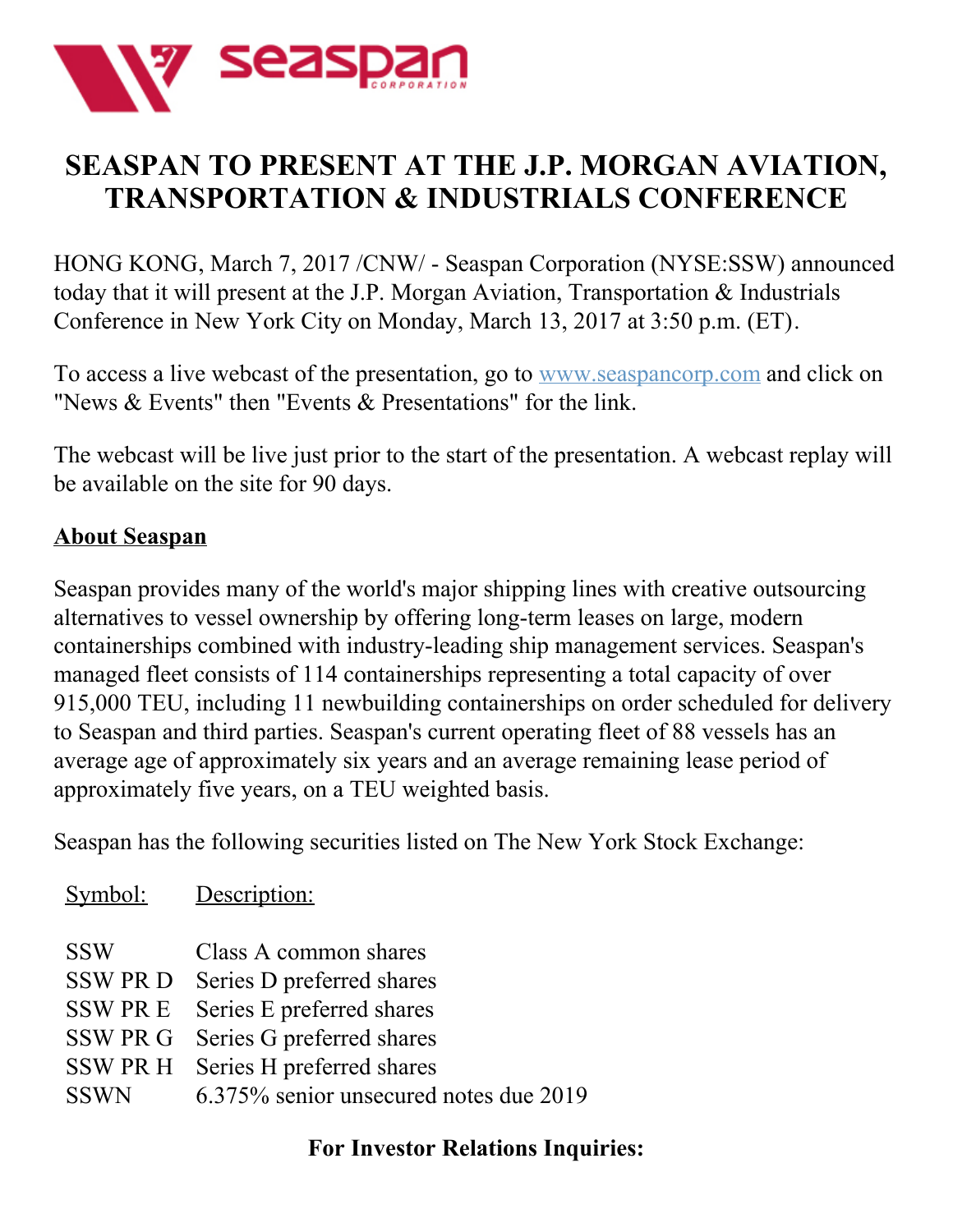# SEASPAN TO PRESENT AT THE J.P. MORGAN AVIATION, TRANSPORTATION & INDUSTRIALS CONFERENCE

HONG KONG, March 7, 2017 /CNW/ - Seaspan Corporation (NYSE:SSW) announced today that it will present at the J.P. Morgan Aviation, Transportation & Industrials Conference in New York City on Monday, March 13, 2017 at 3:50 p.m. (ET).

To access a live webcast of the presentation, go to www.seaspancorp.com and click on "News & Events" then "Events & Presentations" for the link.

The webcast will be live just prior to the start of the presentation. A webcast replay will be available on the site for 90 days.

## About Seaspan

Seaspan provides many of the world's major shipping lines with creative outsourcing alternatives to vessel ownership by offering long-term leases on large, modern containerships combined with industry-leading ship management services. Seaspan's managed fleet consists of 114 containerships representing a total capacity of over 915,000 TEU, including 11 newbuilding containerships on order scheduled for delivery to Seaspan and third parties. Seaspan's current operating fleet of 88 vessels has an average age of approximately six years and an average remaining lease period of approximately five years, on a TEU weighted basis.

Seaspan has the following securities listed on The New York Stock Exchange:

| Symbol: | Description: |
|---|---|
| SSW | Class A common shares |
| SSW PR D | Series D preferred shares |
| SSW PR E | Series E preferred shares |
| SSW PR G | Series G preferred shares |
| SSW PR H | Series H preferred shares |
| SSWN | 6.375% senior unsecured notes due 2019 |

**For Investor Relations Inquiries:**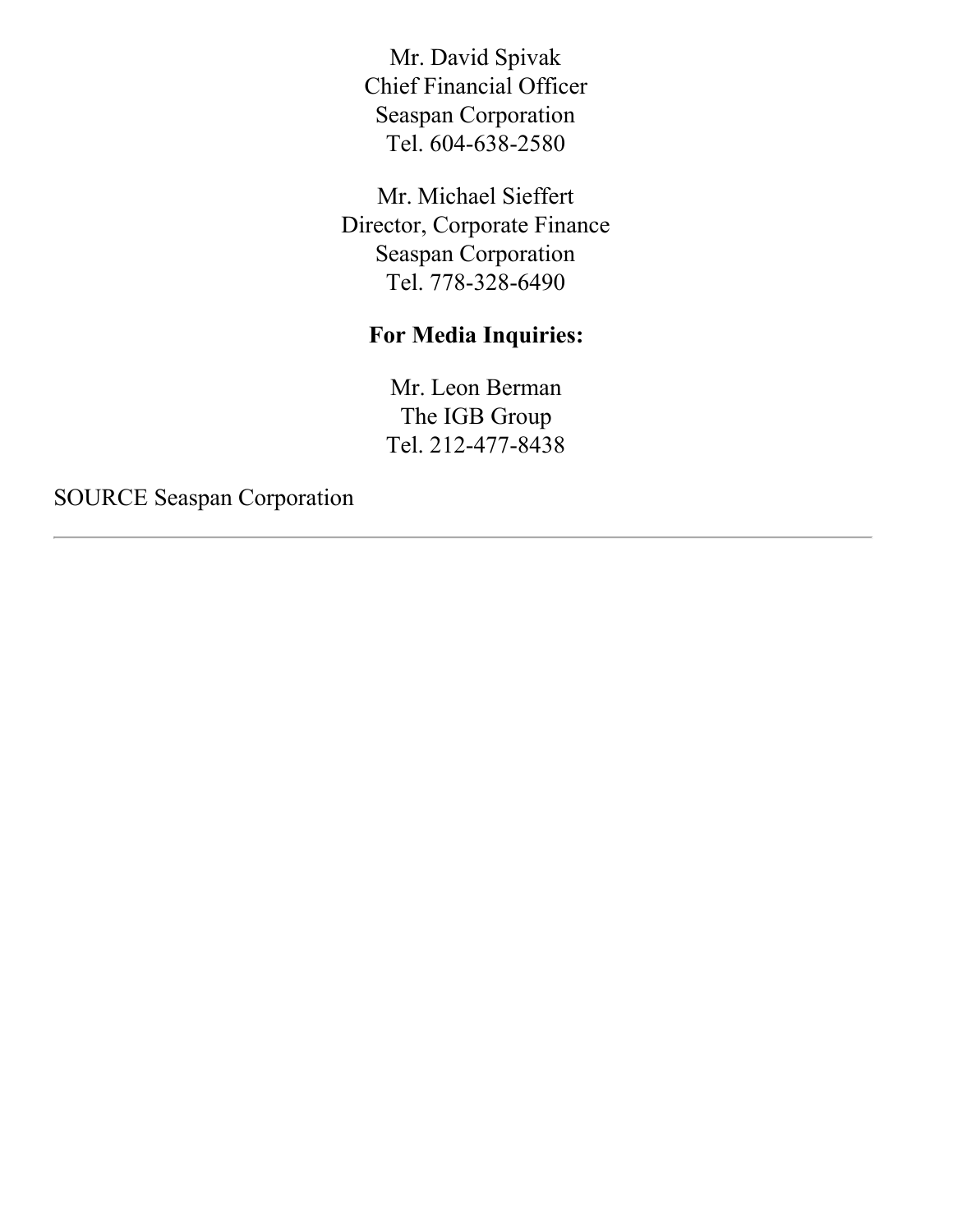Mr. David Spivak
Chief Financial Officer
Seaspan Corporation
Tel. 604-638-2580

Mr. Michael Sieffert
Director, Corporate Finance
Seaspan Corporation
Tel. 778-328-6490

**For Media Inquiries:**

Mr. Leon Berman
The IGB Group
Tel. 212-477-8438

SOURCE Seaspan Corporation

---